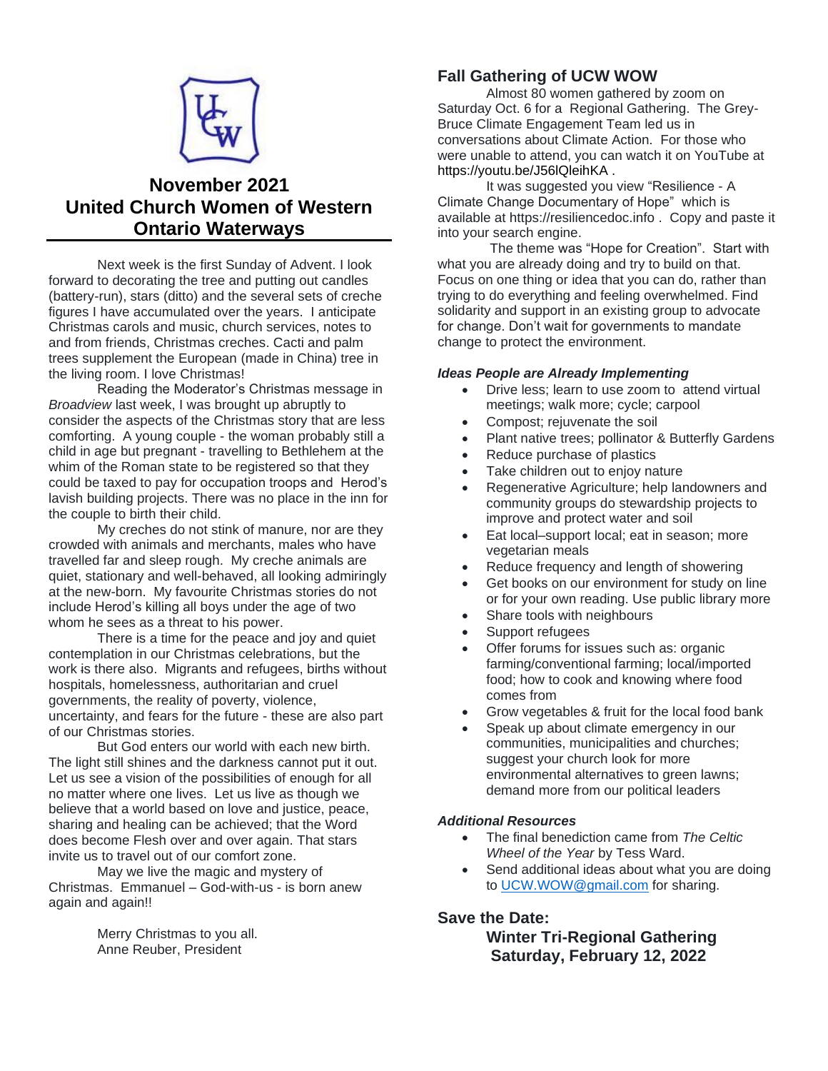# November 2021
# United Church Women of Western Ontario Waterways

Next week is the first Sunday of Advent. I look forward to decorating the tree and putting out candles (battery-run), stars (ditto) and the several sets of creche figures I have accumulated over the years. I anticipate Christmas carols and music, church services, notes to and from friends, Christmas creches. Cacti and palm trees supplement the European (made in China) tree in the living room. I love Christmas!

Reading the Moderator's Christmas message in *Broadview* last week, I was brought up abruptly to consider the aspects of the Christmas story that are less comforting. A young couple - the woman probably still a child in age but pregnant - travelling to Bethlehem at the whim of the Roman state to be registered so that they could be taxed to pay for occupation troops and Herod's lavish building projects. There was no place in the inn for the couple to birth their child.

My creches do not stink of manure, nor are they crowded with animals and merchants, males who have travelled far and sleep rough. My creche animals are quiet, stationary and well-behaved, all looking admiringly at the new-born. My favourite Christmas stories do not include Herod's killing all boys under the age of two whom he sees as a threat to his power.

There is a time for the peace and joy and quiet contemplation in our Christmas celebrations, but the work is there also. Migrants and refugees, births without hospitals, homelessness, authoritarian and cruel governments, the reality of poverty, violence, uncertainty, and fears for the future - these are also part of our Christmas stories.

But God enters our world with each new birth. The light still shines and the darkness cannot put it out. Let us see a vision of the possibilities of enough for all no matter where one lives. Let us live as though we believe that a world based on love and justice, peace, sharing and healing can be achieved; that the Word does become Flesh over and over again. That stars invite us to travel out of our comfort zone.

May we live the magic and mystery of Christmas. Emmanuel – God-with-us - is born anew again and again!!

Merry Christmas to you all.
Anne Reuber, President

## Fall Gathering of UCW WOW

Almost 80 women gathered by zoom on Saturday Oct. 6 for a Regional Gathering. The Grey-Bruce Climate Engagement Team led us in conversations about Climate Action. For those who were unable to attend, you can watch it on YouTube at https://youtu.be/J56lQleihKA .

It was suggested you view "Resilience - A Climate Change Documentary of Hope" which is available at https://resiliencedoc.info . Copy and paste it into your search engine.

The theme was "Hope for Creation". Start with what you are already doing and try to build on that. Focus on one thing or idea that you can do, rather than trying to do everything and feeling overwhelmed. Find solidarity and support in an existing group to advocate for change. Don't wait for governments to mandate change to protect the environment.

### *Ideas People are Already Implementing*

- Drive less; learn to use zoom to attend virtual meetings; walk more; cycle; carpool
- Compost; rejuvenate the soil
- Plant native trees; pollinator & Butterfly Gardens
- Reduce purchase of plastics
- Take children out to enjoy nature
- Regenerative Agriculture; help landowners and community groups do stewardship projects to improve and protect water and soil
- Eat local–support local; eat in season; more vegetarian meals
- Reduce frequency and length of showering
- Get books on our environment for study on line or for your own reading. Use public library more
- Share tools with neighbours
- Support refugees
- Offer forums for issues such as: organic farming/conventional farming; local/imported food; how to cook and knowing where food comes from
- Grow vegetables & fruit for the local food bank
- Speak up about climate emergency in our communities, municipalities and churches; suggest your church look for more environmental alternatives to green lawns; demand more from our political leaders

### *Additional Resources*

- The final benediction came from *The Celtic Wheel of the Year* by Tess Ward.
- Send additional ideas about what you are doing to UCW.WOW@gmail.com for sharing.

## Save the Date:

**Winter Tri-Regional Gathering**
**Saturday, February 12, 2022**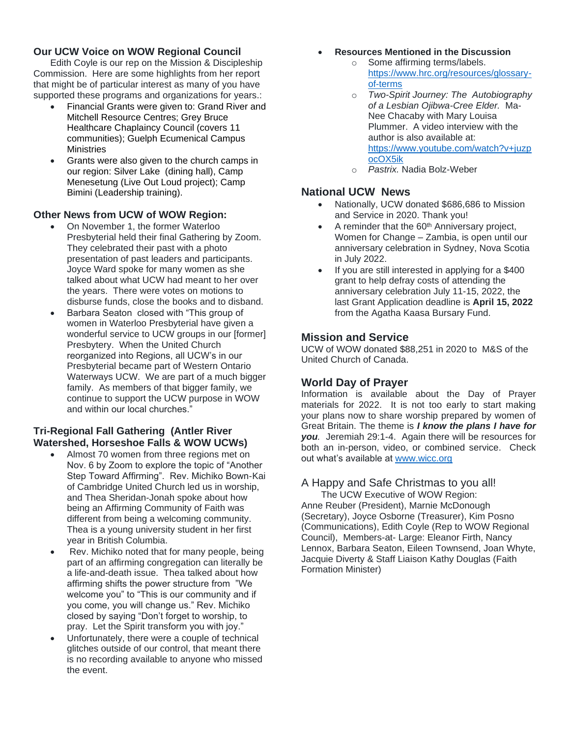## Our UCW Voice on WOW Regional Council

Edith Coyle is our rep on the Mission & Discipleship Commission. Here are some highlights from her report that might be of particular interest as many of you have supported these programs and organizations for years.:

- Financial Grants were given to: Grand River and Mitchell Resource Centres; Grey Bruce Healthcare Chaplaincy Council (covers 11 communities); Guelph Ecumenical Campus Ministries
- Grants were also given to the church camps in our region: Silver Lake (dining hall), Camp Menesetung (Live Out Loud project); Camp Bimini (Leadership training).

## Other News from UCW of WOW Region:

- On November 1, the former Waterloo Presbyterial held their final Gathering by Zoom. They celebrated their past with a photo presentation of past leaders and participants. Joyce Ward spoke for many women as she talked about what UCW had meant to her over the years. There were votes on motions to disburse funds, close the books and to disband.
- Barbara Seaton closed with "This group of women in Waterloo Presbyterial have given a wonderful service to UCW groups in our [former] Presbytery. When the United Church reorganized into Regions, all UCW's in our Presbyterial became part of Western Ontario Waterways UCW. We are part of a much bigger family. As members of that bigger family, we continue to support the UCW purpose in WOW and within our local churches."

## Tri-Regional Fall Gathering (Antler River Watershed, Horseshoe Falls & WOW UCWs)

- Almost 70 women from three regions met on Nov. 6 by Zoom to explore the topic of "Another Step Toward Affirming". Rev. Michiko Bown-Kai of Cambridge United Church led us in worship, and Thea Sheridan-Jonah spoke about how being an Affirming Community of Faith was different from being a welcoming community. Thea is a young university student in her first year in British Columbia.
- Rev. Michiko noted that for many people, being part of an affirming congregation can literally be a life-and-death issue. Thea talked about how affirming shifts the power structure from "We welcome you" to "This is our community and if you come, you will change us." Rev. Michiko closed by saying "Don't forget to worship, to pray. Let the Spirit transform you with joy."
- Unfortunately, there were a couple of technical glitches outside of our control, that meant there is no recording available to anyone who missed the event.
- **Resources Mentioned in the Discussion**
  - Some affirming terms/labels. https://www.hrc.org/resources/glossary-of-terms
  - *Two-Spirit Journey: The Autobiography of a Lesbian Ojibwa-Cree Elder.* Ma-Nee Chacaby with Mary Louisa Plummer. A video interview with the author is also available at: https://www.youtube.com/watch?v+juzpocOX5ik
  - *Pastrix.* Nadia Bolz-Weber

## National UCW News

- Nationally, UCW donated $686,686 to Mission and Service in 2020. Thank you!
- A reminder that the 60th Anniversary project, Women for Change – Zambia, is open until our anniversary celebration in Sydney, Nova Scotia in July 2022.
- If you are still interested in applying for a $400 grant to help defray costs of attending the anniversary celebration July 11-15, 2022, the last Grant Application deadline is **April 15, 2022** from the Agatha Kaasa Bursary Fund.

## Mission and Service

UCW of WOW donated $88,251 in 2020 to M&S of the United Church of Canada.

## World Day of Prayer

Information is available about the Day of Prayer materials for 2022. It is not too early to start making your plans now to share worship prepared by women of Great Britain. The theme is ***I know the plans I have for you.*** Jeremiah 29:1-4. Again there will be resources for both an in-person, video, or combined service. Check out what's available at www.wicc.org

## A Happy and Safe Christmas to you all!

The UCW Executive of WOW Region:
Anne Reuber (President), Marnie McDonough (Secretary), Joyce Osborne (Treasurer), Kim Posno (Communications), Edith Coyle (Rep to WOW Regional Council), Members-at- Large: Eleanor Firth, Nancy Lennox, Barbara Seaton, Eileen Townsend, Joan Whyte, Jacquie Diverty & Staff Liaison Kathy Douglas (Faith Formation Minister)